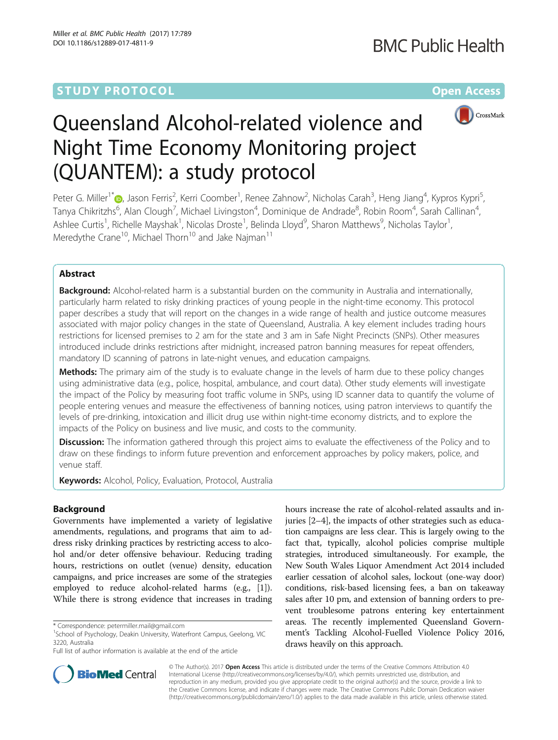STUDY PROTOCOL

Open Access

# Queensland Alcohol-related violence and Night Time Economy Monitoring project (QUANTEM): a study protocol

Peter G. Miller[1*], Jason Ferris[2], Kerri Coomber[1], Renee Zahnow[2], Nicholas Carah[3], Heng Jiang[4], Kypros Kypri[5], Tanya Chikritzhs[6], Alan Clough[7], Michael Livingston[4], Dominique de Andrade[8], Robin Room[4], Sarah Callinan[4], Ashlee Curtis[1], Richelle Mayshak[1], Nicolas Droste[1], Belinda Lloyd[9], Sharon Matthews[9], Nicholas Taylor[1], Meredythe Crane[10], Michael Thorn[10] and Jake Najman[11]

## Abstract

**Background:** Alcohol-related harm is a substantial burden on the community in Australia and internationally, particularly harm related to risky drinking practices of young people in the night-time economy. This protocol paper describes a study that will report on the changes in a wide range of health and justice outcome measures associated with major policy changes in the state of Queensland, Australia. A key element includes trading hours restrictions for licensed premises to 2 am for the state and 3 am in Safe Night Precincts (SNPs). Other measures introduced include drinks restrictions after midnight, increased patron banning measures for repeat offenders, mandatory ID scanning of patrons in late-night venues, and education campaigns.

**Methods:** The primary aim of the study is to evaluate change in the levels of harm due to these policy changes using administrative data (e.g., police, hospital, ambulance, and court data). Other study elements will investigate the impact of the Policy by measuring foot traffic volume in SNPs, using ID scanner data to quantify the volume of people entering venues and measure the effectiveness of banning notices, using patron interviews to quantify the levels of pre-drinking, intoxication and illicit drug use within night-time economy districts, and to explore the impacts of the Policy on business and live music, and costs to the community.

**Discussion:** The information gathered through this project aims to evaluate the effectiveness of the Policy and to draw on these findings to inform future prevention and enforcement approaches by policy makers, police, and venue staff.

**Keywords:** Alcohol, Policy, Evaluation, Protocol, Australia

## Background

Governments have implemented a variety of legislative amendments, regulations, and programs that aim to address risky drinking practices by restricting access to alcohol and/or deter offensive behaviour. Reducing trading hours, restrictions on outlet (venue) density, education campaigns, and price increases are some of the strategies employed to reduce alcohol-related harms (e.g., [1]). While there is strong evidence that increases in trading hours increase the rate of alcohol-related assaults and injuries [2–4], the impacts of other strategies such as education campaigns are less clear. This is largely owing to the fact that, typically, alcohol policies comprise multiple strategies, introduced simultaneously. For example, the New South Wales Liquor Amendment Act 2014 included earlier cessation of alcohol sales, lockout (one-way door) conditions, risk-based licensing fees, a ban on takeaway sales after 10 pm, and extension of banning orders to prevent troublesome patrons entering key entertainment areas. The recently implemented Queensland Government's Tackling Alcohol-Fuelled Violence Policy 2016, draws heavily on this approach.

\* Correspondence: petermiller.mail@gmail.com
[1]School of Psychology, Deakin University, Waterfront Campus, Geelong, VIC 3220, Australia
Full list of author information is available at the end of the article

© The Author(s). 2017 **Open Access** This article is distributed under the terms of the Creative Commons Attribution 4.0 International License (http://creativecommons.org/licenses/by/4.0/), which permits unrestricted use, distribution, and reproduction in any medium, provided you give appropriate credit to the original author(s) and the source, provide a link to the Creative Commons license, and indicate if changes were made. The Creative Commons Public Domain Dedication waiver (http://creativecommons.org/publicdomain/zero/1.0/) applies to the data made available in this article, unless otherwise stated.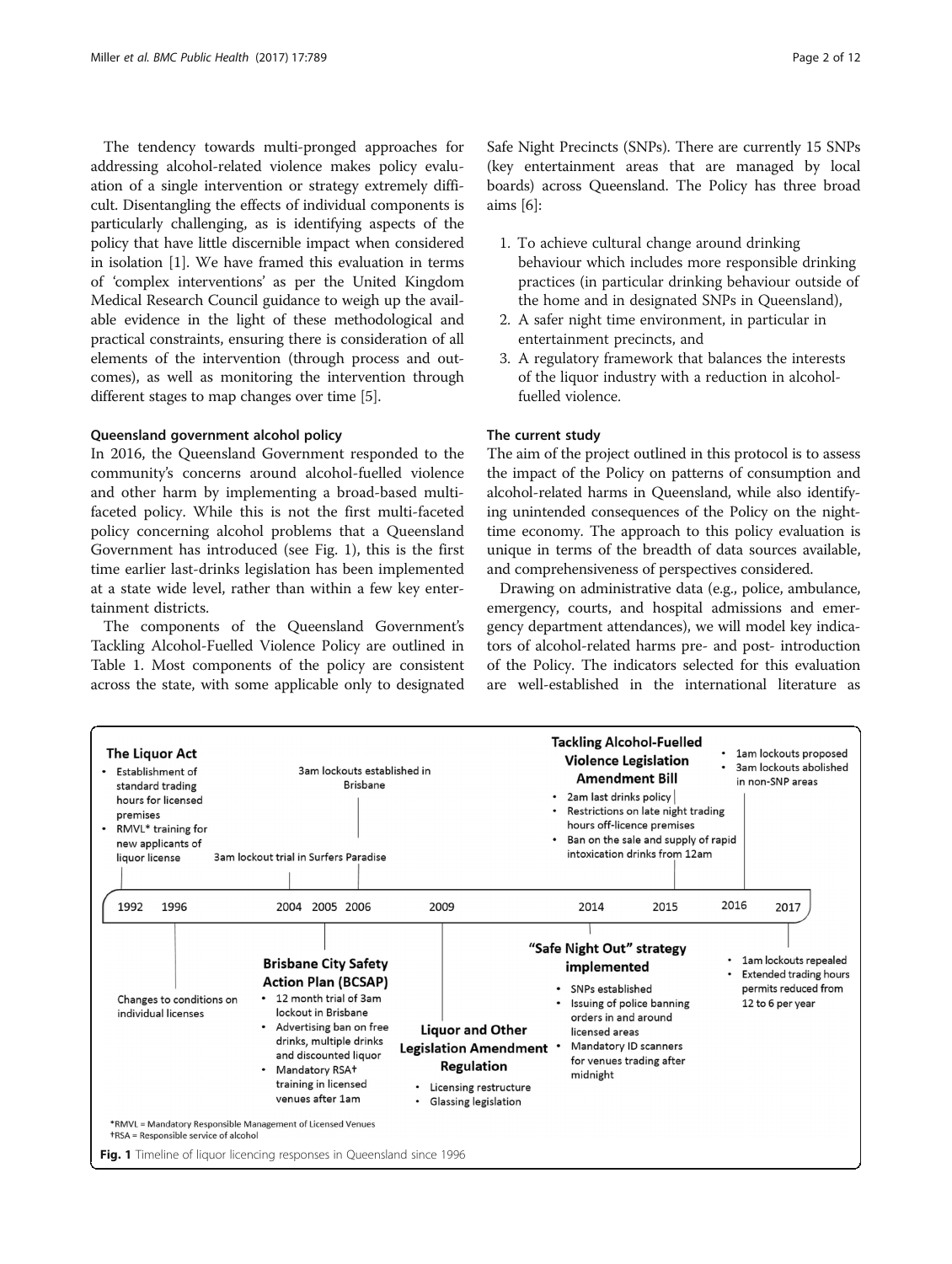The tendency towards multi-pronged approaches for addressing alcohol-related violence makes policy evaluation of a single intervention or strategy extremely difficult. Disentangling the effects of individual components is particularly challenging, as is identifying aspects of the policy that have little discernible impact when considered in isolation [1]. We have framed this evaluation in terms of 'complex interventions' as per the United Kingdom Medical Research Council guidance to weigh up the available evidence in the light of these methodological and practical constraints, ensuring there is consideration of all elements of the intervention (through process and outcomes), as well as monitoring the intervention through different stages to map changes over time [5].

### Queensland government alcohol policy

In 2016, the Queensland Government responded to the community's concerns around alcohol-fuelled violence and other harm by implementing a broad-based multi-faceted policy. While this is not the first multi-faceted policy concerning alcohol problems that a Queensland Government has introduced (see Fig. 1), this is the first time earlier last-drinks legislation has been implemented at a state wide level, rather than within a few key entertainment districts.

The components of the Queensland Government's Tackling Alcohol-Fuelled Violence Policy are outlined in Table 1. Most components of the policy are consistent across the state, with some applicable only to designated Safe Night Precincts (SNPs). There are currently 15 SNPs (key entertainment areas that are managed by local boards) across Queensland. The Policy has three broad aims [6]:

1. To achieve cultural change around drinking behaviour which includes more responsible drinking practices (in particular drinking behaviour outside of the home and in designated SNPs in Queensland),
2. A safer night time environment, in particular in entertainment precincts, and
3. A regulatory framework that balances the interests of the liquor industry with a reduction in alcohol-fuelled violence.

### The current study

The aim of the project outlined in this protocol is to assess the impact of the Policy on patterns of consumption and alcohol-related harms in Queensland, while also identifying unintended consequences of the Policy on the night-time economy. The approach to this policy evaluation is unique in terms of the breadth of data sources available, and comprehensiveness of perspectives considered.

Drawing on administrative data (e.g., police, ambulance, emergency, courts, and hospital admissions and emergency department attendances), we will model key indicators of alcohol-related harms pre- and post- introduction of the Policy. The indicators selected for this evaluation are well-established in the international literature as

**Fig. 1** Timeline of liquor licencing responses in Queensland since 1996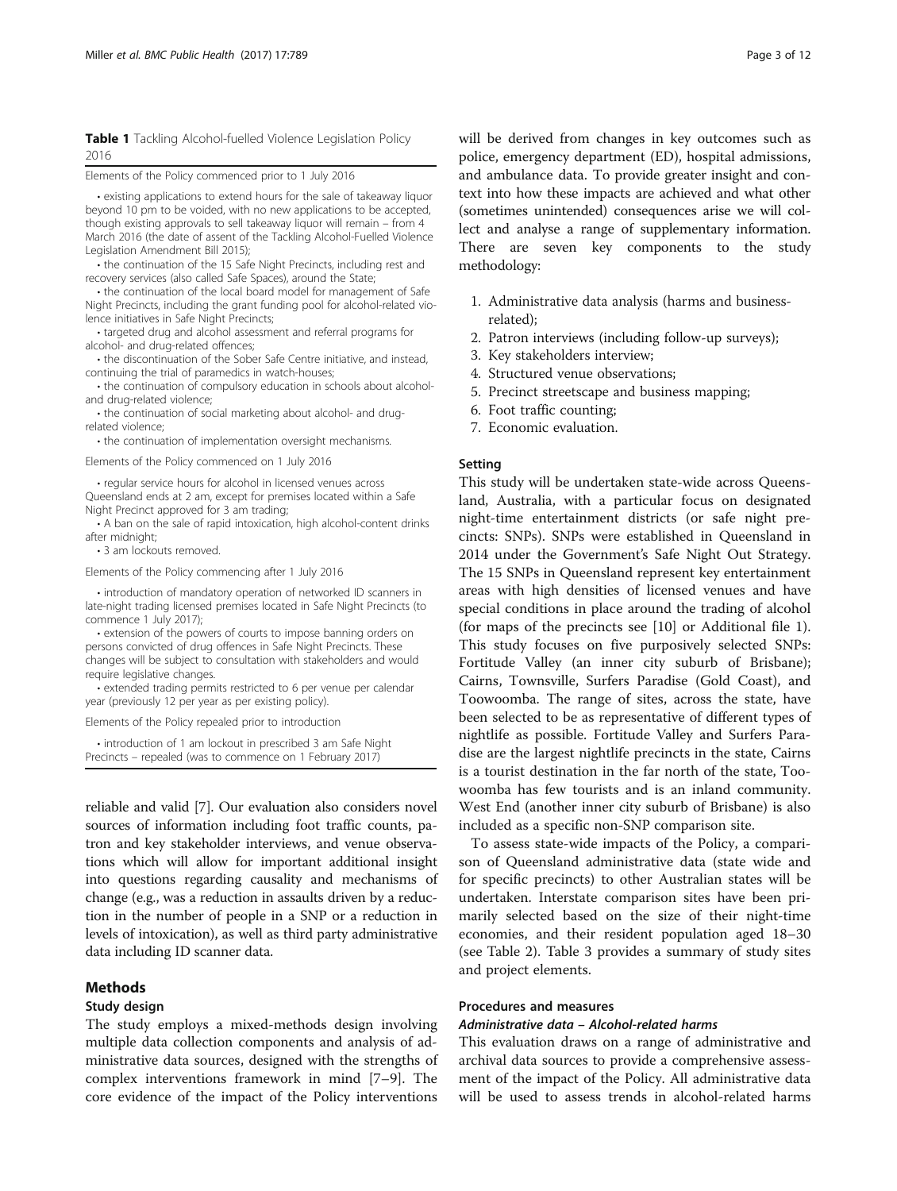**Table 1** Tackling Alcohol-fuelled Violence Legislation Policy 2016

Elements of the Policy commenced prior to 1 July 2016

- existing applications to extend hours for the sale of takeaway liquor beyond 10 pm to be voided, with no new applications to be accepted, though existing approvals to sell takeaway liquor will remain – from 4 March 2016 (the date of assent of the Tackling Alcohol-Fuelled Violence Legislation Amendment Bill 2015);
- the continuation of the 15 Safe Night Precincts, including rest and recovery services (also called Safe Spaces), around the State;
- the continuation of the local board model for management of Safe Night Precincts, including the grant funding pool for alcohol-related violence initiatives in Safe Night Precincts;
- targeted drug and alcohol assessment and referral programs for alcohol- and drug-related offences;
- the discontinuation of the Sober Safe Centre initiative, and instead, continuing the trial of paramedics in watch-houses;
- the continuation of compulsory education in schools about alcohol- and drug-related violence;
- the continuation of social marketing about alcohol- and drug-related violence;
- the continuation of implementation oversight mechanisms.

Elements of the Policy commenced on 1 July 2016

- regular service hours for alcohol in licensed venues across Queensland ends at 2 am, except for premises located within a Safe Night Precinct approved for 3 am trading;
- A ban on the sale of rapid intoxication, high alcohol-content drinks after midnight;
- 3 am lockouts removed.

Elements of the Policy commencing after 1 July 2016

- introduction of mandatory operation of networked ID scanners in late-night trading licensed premises located in Safe Night Precincts (to commence 1 July 2017);
- extension of the powers of courts to impose banning orders on persons convicted of drug offences in Safe Night Precincts. These changes will be subject to consultation with stakeholders and would require legislative changes.
- extended trading permits restricted to 6 per venue per calendar year (previously 12 per year as per existing policy).

Elements of the Policy repealed prior to introduction

- introduction of 1 am lockout in prescribed 3 am Safe Night Precincts – repealed (was to commence on 1 February 2017)

reliable and valid [7]. Our evaluation also considers novel sources of information including foot traffic counts, patron and key stakeholder interviews, and venue observations which will allow for important additional insight into questions regarding causality and mechanisms of change (e.g., was a reduction in assaults driven by a reduction in the number of people in a SNP or a reduction in levels of intoxication), as well as third party administrative data including ID scanner data.

## Methods

### Study design

The study employs a mixed-methods design involving multiple data collection components and analysis of administrative data sources, designed with the strengths of complex interventions framework in mind [7–9]. The core evidence of the impact of the Policy interventions will be derived from changes in key outcomes such as police, emergency department (ED), hospital admissions, and ambulance data. To provide greater insight and context into how these impacts are achieved and what other (sometimes unintended) consequences arise we will collect and analyse a range of supplementary information. There are seven key components to the study methodology:

1. Administrative data analysis (harms and business-related);
2. Patron interviews (including follow-up surveys);
3. Key stakeholders interview;
4. Structured venue observations;
5. Precinct streetscape and business mapping;
6. Foot traffic counting;
7. Economic evaluation.

### Setting

This study will be undertaken state-wide across Queensland, Australia, with a particular focus on designated night-time entertainment districts (or safe night precincts: SNPs). SNPs were established in Queensland in 2014 under the Government's Safe Night Out Strategy. The 15 SNPs in Queensland represent key entertainment areas with high densities of licensed venues and have special conditions in place around the trading of alcohol (for maps of the precincts see [10] or Additional file 1). This study focuses on five purposively selected SNPs: Fortitude Valley (an inner city suburb of Brisbane); Cairns, Townsville, Surfers Paradise (Gold Coast), and Toowoomba. The range of sites, across the state, have been selected to be as representative of different types of nightlife as possible. Fortitude Valley and Surfers Paradise are the largest nightlife precincts in the state, Cairns is a tourist destination in the far north of the state, Toowoomba has few tourists and is an inland community. West End (another inner city suburb of Brisbane) is also included as a specific non-SNP comparison site.

To assess state-wide impacts of the Policy, a comparison of Queensland administrative data (state wide and for specific precincts) to other Australian states will be undertaken. Interstate comparison sites have been primarily selected based on the size of their night-time economies, and their resident population aged 18–30 (see Table 2). Table 3 provides a summary of study sites and project elements.

### Procedures and measures

#### *Administrative data – Alcohol-related harms*

This evaluation draws on a range of administrative and archival data sources to provide a comprehensive assessment of the impact of the Policy. All administrative data will be used to assess trends in alcohol-related harms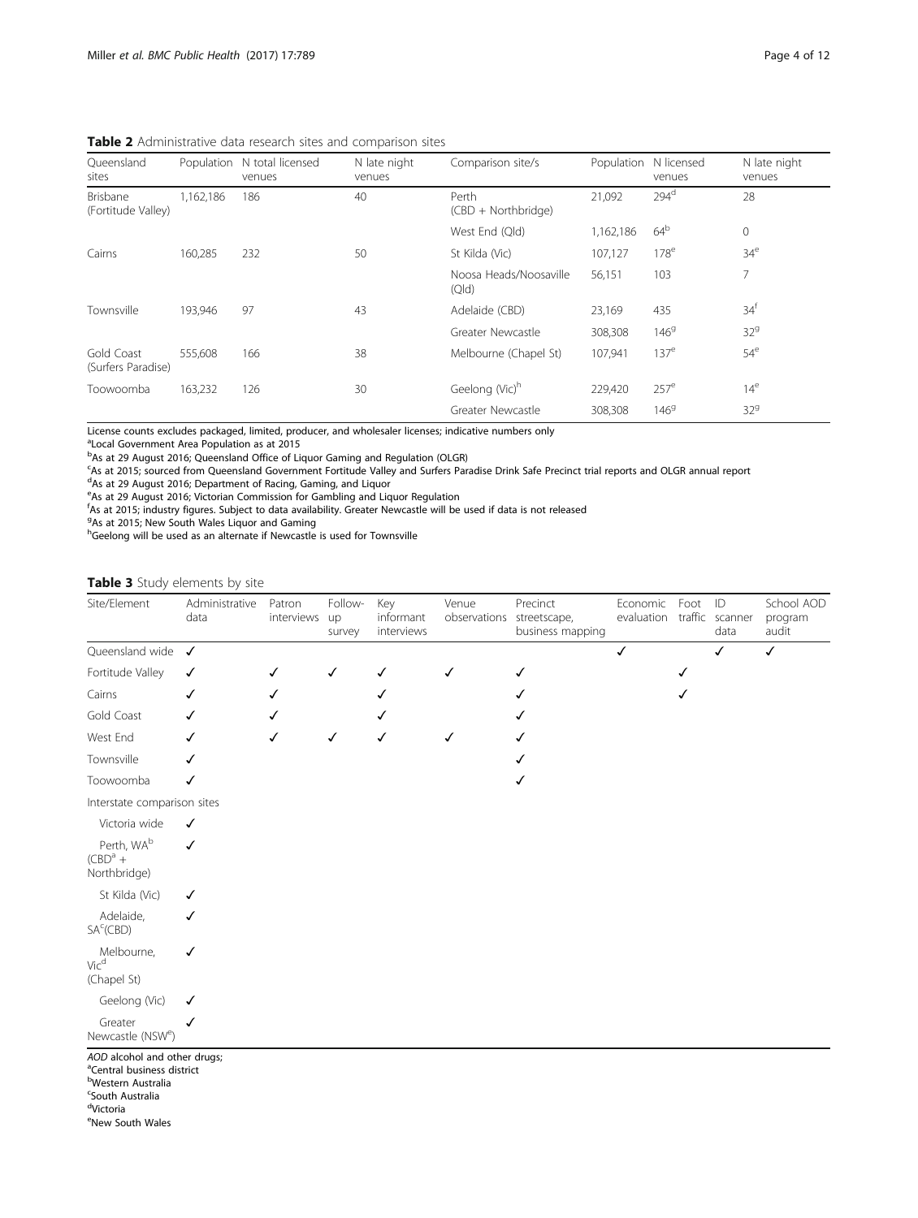**Table 2** Administrative data research sites and comparison sites

| Queensland sites | Population | N total licensed venues | N late night venues | Comparison site/s | Population | N licensed venues | N late night venues |
|---|---|---|---|---|---|---|---|
| Brisbane (Fortitude Valley) | 1,162,186 | 186 | 40 | Perth (CBD + Northbridge) | 21,092 | 294[d] | 28 |
| | | | | West End (Qld) | 1,162,186 | 64[b] | 0 |
| Cairns | 160,285 | 232 | 50 | St Kilda (Vic) | 107,127 | 178[e] | 34[e] |
| | | | | Noosa Heads/Noosaville (Qld) | 56,151 | 103 | 7 |
| Townsville | 193,946 | 97 | 43 | Adelaide (CBD) | 23,169 | 435 | 34[f] |
| | | | | Greater Newcastle | 308,308 | 146[g] | 32[g] |
| Gold Coast (Surfers Paradise) | 555,608 | 166 | 38 | Melbourne (Chapel St) | 107,941 | 137[e] | 54[e] |
| Toowoomba | 163,232 | 126 | 30 | Geelong (Vic)[h] | 229,420 | 257[e] | 14[e] |
| | | | | Greater Newcastle | 308,308 | 146[g] | 32[g] |

License counts excludes packaged, limited, producer, and wholesaler licenses; indicative numbers only
[a]Local Government Area Population as at 2015
[b]As at 29 August 2016; Queensland Office of Liquor Gaming and Regulation (OLGR)
[c]As at 2015; sourced from Queensland Government Fortitude Valley and Surfers Paradise Drink Safe Precinct trial reports and OLGR annual report
[d]As at 29 August 2016; Department of Racing, Gaming, and Liquor
[e]As at 29 August 2016; Victorian Commission for Gambling and Liquor Regulation
[f]As at 2015; industry figures. Subject to data availability. Greater Newcastle will be used if data is not released
[g]As at 2015; New South Wales Liquor and Gaming
[h]Geelong will be used as an alternate if Newcastle is used for Townsville

**Table 3** Study elements by site

| Site/Element | Administrative data | Patron interviews | Follow-up survey | Key informant interviews | Venue observations | Precinct streetscape, business mapping | Economic evaluation | Foot traffic | ID scanner data | School AOD program audit |
|---|---|---|---|---|---|---|---|---|---|---|
| Queensland wide | ✓ | | | | | | ✓ | | ✓ | ✓ |
| Fortitude Valley | ✓ | ✓ | ✓ | ✓ | ✓ | ✓ | | ✓ | | |
| Cairns | ✓ | ✓ | | ✓ | | ✓ | | ✓ | | |
| Gold Coast | ✓ | ✓ | | ✓ | | ✓ | | | | |
| West End | ✓ | ✓ | ✓ | ✓ | ✓ | ✓ | | | | |
| Townsville | ✓ | | | | | ✓ | | | | |
| Toowoomba | ✓ | | | | | ✓ | | | | |
| Interstate comparison sites | | | | | | | | | | |
| Victoria wide | ✓ | | | | | | | | | |
| Perth, WA[b] (CBD[a] + Northbridge) | ✓ | | | | | | | | | |
| St Kilda (Vic) | ✓ | | | | | | | | | |
| Adelaide, SA[c](CBD) | ✓ | | | | | | | | | |
| Melbourne, Vic[d] (Chapel St) | ✓ | | | | | | | | | |
| Geelong (Vic) | ✓ | | | | | | | | | |
| Greater Newcastle (NSW[e]) | ✓ | | | | | | | | | |

*AOD* alcohol and other drugs;
[a]Central business district
[b]Western Australia
[c]South Australia
[d]Victoria
[e]New South Wales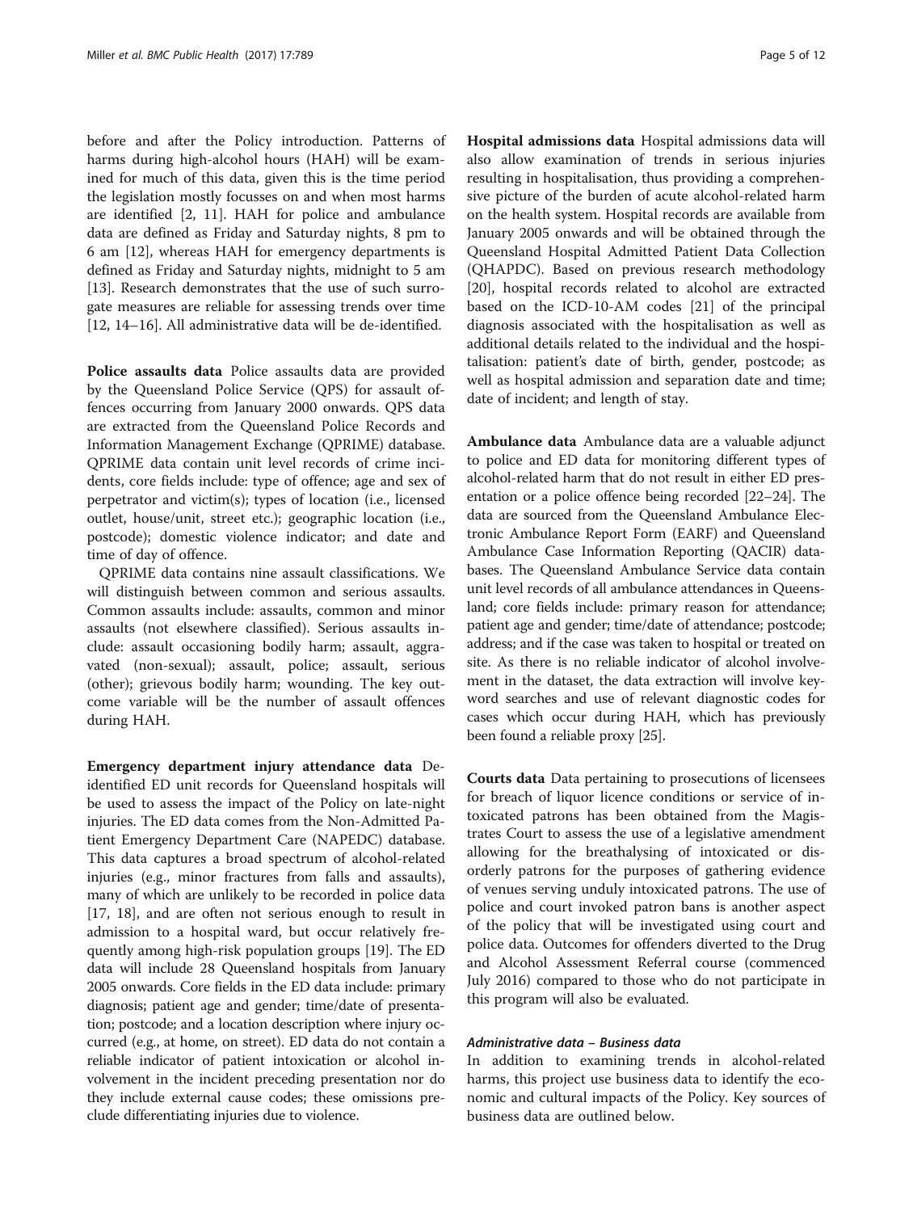before and after the Policy introduction. Patterns of harms during high-alcohol hours (HAH) will be examined for much of this data, given this is the time period the legislation mostly focusses on and when most harms are identified [2, 11]. HAH for police and ambulance data are defined as Friday and Saturday nights, 8 pm to 6 am [12], whereas HAH for emergency departments is defined as Friday and Saturday nights, midnight to 5 am [13]. Research demonstrates that the use of such surrogate measures are reliable for assessing trends over time [12, 14–16]. All administrative data will be de-identified.

**Police assaults data** Police assaults data are provided by the Queensland Police Service (QPS) for assault offences occurring from January 2000 onwards. QPS data are extracted from the Queensland Police Records and Information Management Exchange (QPRIME) database. QPRIME data contain unit level records of crime incidents, core fields include: type of offence; age and sex of perpetrator and victim(s); types of location (i.e., licensed outlet, house/unit, street etc.); geographic location (i.e., postcode); domestic violence indicator; and date and time of day of offence.

QPRIME data contains nine assault classifications. We will distinguish between common and serious assaults. Common assaults include: assaults, common and minor assaults (not elsewhere classified). Serious assaults include: assault occasioning bodily harm; assault, aggravated (non-sexual); assault, police; assault, serious (other); grievous bodily harm; wounding. The key outcome variable will be the number of assault offences during HAH.

**Emergency department injury attendance data** De-identified ED unit records for Queensland hospitals will be used to assess the impact of the Policy on late-night injuries. The ED data comes from the Non-Admitted Patient Emergency Department Care (NAPEDC) database. This data captures a broad spectrum of alcohol-related injuries (e.g., minor fractures from falls and assaults), many of which are unlikely to be recorded in police data [17, 18], and are often not serious enough to result in admission to a hospital ward, but occur relatively frequently among high-risk population groups [19]. The ED data will include 28 Queensland hospitals from January 2005 onwards. Core fields in the ED data include: primary diagnosis; patient age and gender; time/date of presentation; postcode; and a location description where injury occurred (e.g., at home, on street). ED data do not contain a reliable indicator of patient intoxication or alcohol involvement in the incident preceding presentation nor do they include external cause codes; these omissions preclude differentiating injuries due to violence.

**Hospital admissions data** Hospital admissions data will also allow examination of trends in serious injuries resulting in hospitalisation, thus providing a comprehensive picture of the burden of acute alcohol-related harm on the health system. Hospital records are available from January 2005 onwards and will be obtained through the Queensland Hospital Admitted Patient Data Collection (QHAPDC). Based on previous research methodology [20], hospital records related to alcohol are extracted based on the ICD-10-AM codes [21] of the principal diagnosis associated with the hospitalisation as well as additional details related to the individual and the hospitalisation: patient's date of birth, gender, postcode; as well as hospital admission and separation date and time; date of incident; and length of stay.

**Ambulance data** Ambulance data are a valuable adjunct to police and ED data for monitoring different types of alcohol-related harm that do not result in either ED presentation or a police offence being recorded [22–24]. The data are sourced from the Queensland Ambulance Electronic Ambulance Report Form (EARF) and Queensland Ambulance Case Information Reporting (QACIR) databases. The Queensland Ambulance Service data contain unit level records of all ambulance attendances in Queensland; core fields include: primary reason for attendance; patient age and gender; time/date of attendance; postcode; address; and if the case was taken to hospital or treated on site. As there is no reliable indicator of alcohol involvement in the dataset, the data extraction will involve keyword searches and use of relevant diagnostic codes for cases which occur during HAH, which has previously been found a reliable proxy [25].

**Courts data** Data pertaining to prosecutions of licensees for breach of liquor licence conditions or service of intoxicated patrons has been obtained from the Magistrates Court to assess the use of a legislative amendment allowing for the breathalysing of intoxicated or disorderly patrons for the purposes of gathering evidence of venues serving unduly intoxicated patrons. The use of police and court invoked patron bans is another aspect of the policy that will be investigated using court and police data. Outcomes for offenders diverted to the Drug and Alcohol Assessment Referral course (commenced July 2016) compared to those who do not participate in this program will also be evaluated.

#### *Administrative data – Business data*

In addition to examining trends in alcohol-related harms, this project use business data to identify the economic and cultural impacts of the Policy. Key sources of business data are outlined below.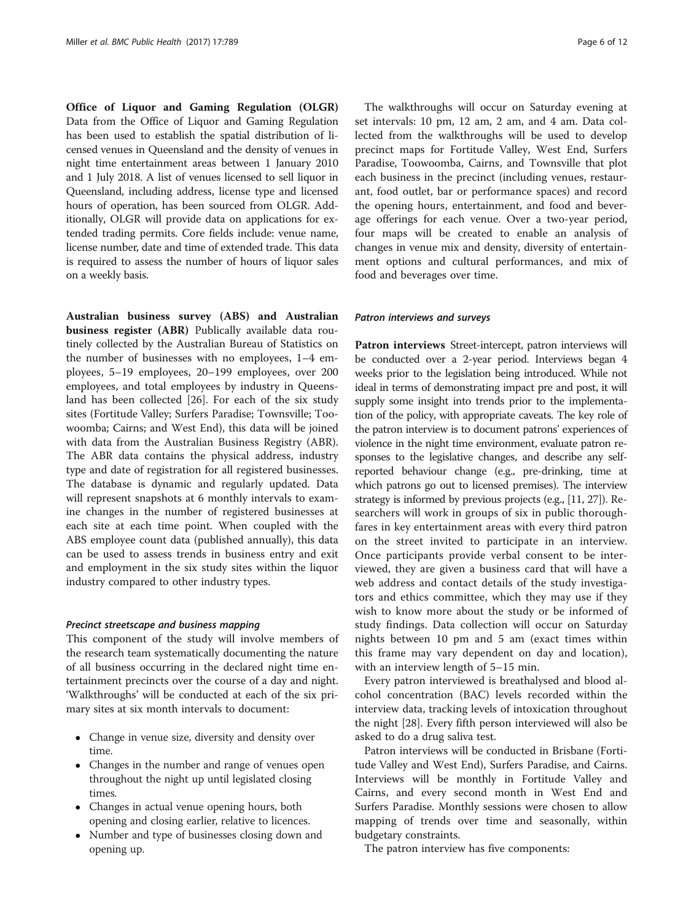**Office of Liquor and Gaming Regulation (OLGR)** Data from the Office of Liquor and Gaming Regulation has been used to establish the spatial distribution of licensed venues in Queensland and the density of venues in night time entertainment areas between 1 January 2010 and 1 July 2018. A list of venues licensed to sell liquor in Queensland, including address, license type and licensed hours of operation, has been sourced from OLGR. Additionally, OLGR will provide data on applications for extended trading permits. Core fields include: venue name, license number, date and time of extended trade. This data is required to assess the number of hours of liquor sales on a weekly basis.

**Australian business survey (ABS) and Australian business register (ABR)** Publically available data routinely collected by the Australian Bureau of Statistics on the number of businesses with no employees, 1–4 employees, 5–19 employees, 20–199 employees, over 200 employees, and total employees by industry in Queensland has been collected [26]. For each of the six study sites (Fortitude Valley; Surfers Paradise; Townsville; Toowoomba; Cairns; and West End), this data will be joined with data from the Australian Business Registry (ABR). The ABR data contains the physical address, industry type and date of registration for all registered businesses. The database is dynamic and regularly updated. Data will represent snapshots at 6 monthly intervals to examine changes in the number of registered businesses at each site at each time point. When coupled with the ABS employee count data (published annually), this data can be used to assess trends in business entry and exit and employment in the six study sites within the liquor industry compared to other industry types.

#### *Precinct streetscape and business mapping*

This component of the study will involve members of the research team systematically documenting the nature of all business occurring in the declared night time entertainment precincts over the course of a day and night. 'Walkthroughs' will be conducted at each of the six primary sites at six month intervals to document:

- Change in venue size, diversity and density over time.
- Changes in the number and range of venues open throughout the night up until legislated closing times.
- Changes in actual venue opening hours, both opening and closing earlier, relative to licences.
- Number and type of businesses closing down and opening up.

The walkthroughs will occur on Saturday evening at set intervals: 10 pm, 12 am, 2 am, and 4 am. Data collected from the walkthroughs will be used to develop precinct maps for Fortitude Valley, West End, Surfers Paradise, Toowoomba, Cairns, and Townsville that plot each business in the precinct (including venues, restaurant, food outlet, bar or performance spaces) and record the opening hours, entertainment, and food and beverage offerings for each venue. Over a two-year period, four maps will be created to enable an analysis of changes in venue mix and density, diversity of entertainment options and cultural performances, and mix of food and beverages over time.

#### *Patron interviews and surveys*

**Patron interviews** Street-intercept, patron interviews will be conducted over a 2-year period. Interviews began 4 weeks prior to the legislation being introduced. While not ideal in terms of demonstrating impact pre and post, it will supply some insight into trends prior to the implementation of the policy, with appropriate caveats. The key role of the patron interview is to document patrons' experiences of violence in the night time environment, evaluate patron responses to the legislative changes, and describe any self-reported behaviour change (e.g., pre-drinking, time at which patrons go out to licensed premises). The interview strategy is informed by previous projects (e.g., [11, 27]). Researchers will work in groups of six in public thoroughfares in key entertainment areas with every third patron on the street invited to participate in an interview. Once participants provide verbal consent to be interviewed, they are given a business card that will have a web address and contact details of the study investigators and ethics committee, which they may use if they wish to know more about the study or be informed of study findings. Data collection will occur on Saturday nights between 10 pm and 5 am (exact times within this frame may vary dependent on day and location), with an interview length of 5–15 min.

Every patron interviewed is breathalysed and blood alcohol concentration (BAC) levels recorded within the interview data, tracking levels of intoxication throughout the night [28]. Every fifth person interviewed will also be asked to do a drug saliva test.

Patron interviews will be conducted in Brisbane (Fortitude Valley and West End), Surfers Paradise, and Cairns. Interviews will be monthly in Fortitude Valley and Cairns, and every second month in West End and Surfers Paradise. Monthly sessions were chosen to allow mapping of trends over time and seasonally, within budgetary constraints.

The patron interview has five components: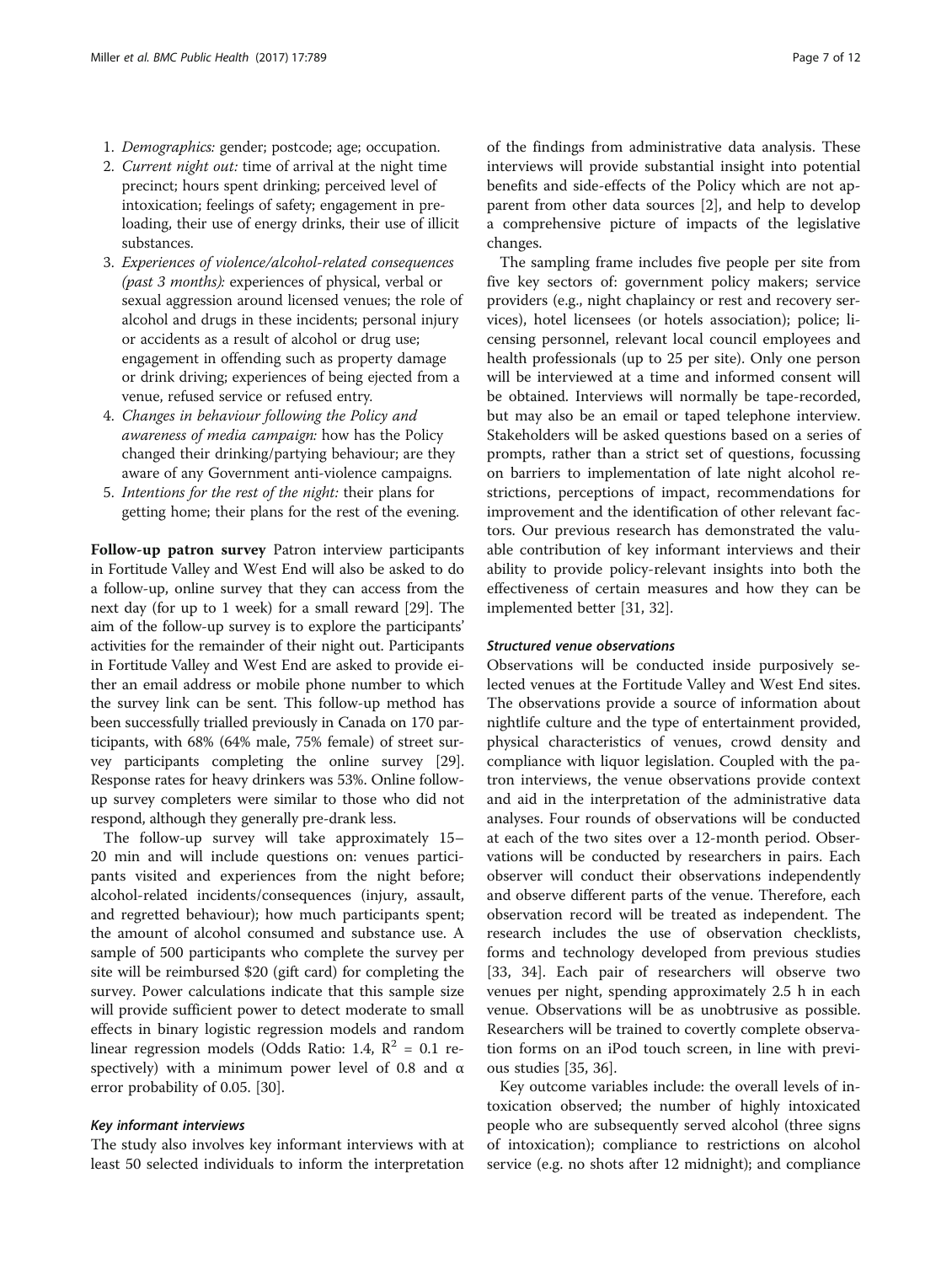1. *Demographics:* gender; postcode; age; occupation.
2. *Current night out:* time of arrival at the night time precinct; hours spent drinking; perceived level of intoxication; feelings of safety; engagement in pre-loading, their use of energy drinks, their use of illicit substances.
3. *Experiences of violence/alcohol-related consequences (past 3 months):* experiences of physical, verbal or sexual aggression around licensed venues; the role of alcohol and drugs in these incidents; personal injury or accidents as a result of alcohol or drug use; engagement in offending such as property damage or drink driving; experiences of being ejected from a venue, refused service or refused entry.
4. *Changes in behaviour following the Policy and awareness of media campaign:* how has the Policy changed their drinking/partying behaviour; are they aware of any Government anti-violence campaigns.
5. *Intentions for the rest of the night:* their plans for getting home; their plans for the rest of the evening.

**Follow-up patron survey** Patron interview participants in Fortitude Valley and West End will also be asked to do a follow-up, online survey that they can access from the next day (for up to 1 week) for a small reward [29]. The aim of the follow-up survey is to explore the participants' activities for the remainder of their night out. Participants in Fortitude Valley and West End are asked to provide either an email address or mobile phone number to which the survey link can be sent. This follow-up method has been successfully trialled previously in Canada on 170 participants, with 68% (64% male, 75% female) of street survey participants completing the online survey [29]. Response rates for heavy drinkers was 53%. Online follow-up survey completers were similar to those who did not respond, although they generally pre-drank less.

The follow-up survey will take approximately 15–20 min and will include questions on: venues participants visited and experiences from the night before; alcohol-related incidents/consequences (injury, assault, and regretted behaviour); how much participants spent; the amount of alcohol consumed and substance use. A sample of 500 participants who complete the survey per site will be reimbursed $20 (gift card) for completing the survey. Power calculations indicate that this sample size will provide sufficient power to detect moderate to small effects in binary logistic regression models and random linear regression models (Odds Ratio: 1.4, $R^2 = 0.1$ respectively) with a minimum power level of 0.8 and $\alpha$ error probability of 0.05. [30].

#### *Key informant interviews*

The study also involves key informant interviews with at least 50 selected individuals to inform the interpretation of the findings from administrative data analysis. These interviews will provide substantial insight into potential benefits and side-effects of the Policy which are not apparent from other data sources [2], and help to develop a comprehensive picture of impacts of the legislative changes.

The sampling frame includes five people per site from five key sectors of: government policy makers; service providers (e.g., night chaplaincy or rest and recovery services), hotel licensees (or hotels association); police; licensing personnel, relevant local council employees and health professionals (up to 25 per site). Only one person will be interviewed at a time and informed consent will be obtained. Interviews will normally be tape-recorded, but may also be an email or taped telephone interview. Stakeholders will be asked questions based on a series of prompts, rather than a strict set of questions, focussing on barriers to implementation of late night alcohol restrictions, perceptions of impact, recommendations for improvement and the identification of other relevant factors. Our previous research has demonstrated the valuable contribution of key informant interviews and their ability to provide policy-relevant insights into both the effectiveness of certain measures and how they can be implemented better [31, 32].

#### *Structured venue observations*

Observations will be conducted inside purposively selected venues at the Fortitude Valley and West End sites. The observations provide a source of information about nightlife culture and the type of entertainment provided, physical characteristics of venues, crowd density and compliance with liquor legislation. Coupled with the patron interviews, the venue observations provide context and aid in the interpretation of the administrative data analyses. Four rounds of observations will be conducted at each of the two sites over a 12-month period. Observations will be conducted by researchers in pairs. Each observer will conduct their observations independently and observe different parts of the venue. Therefore, each observation record will be treated as independent. The research includes the use of observation checklists, forms and technology developed from previous studies [33, 34]. Each pair of researchers will observe two venues per night, spending approximately 2.5 h in each venue. Observations will be as unobtrusive as possible. Researchers will be trained to covertly complete observation forms on an iPod touch screen, in line with previous studies [35, 36].

Key outcome variables include: the overall levels of intoxication observed; the number of highly intoxicated people who are subsequently served alcohol (three signs of intoxication); compliance to restrictions on alcohol service (e.g. no shots after 12 midnight); and compliance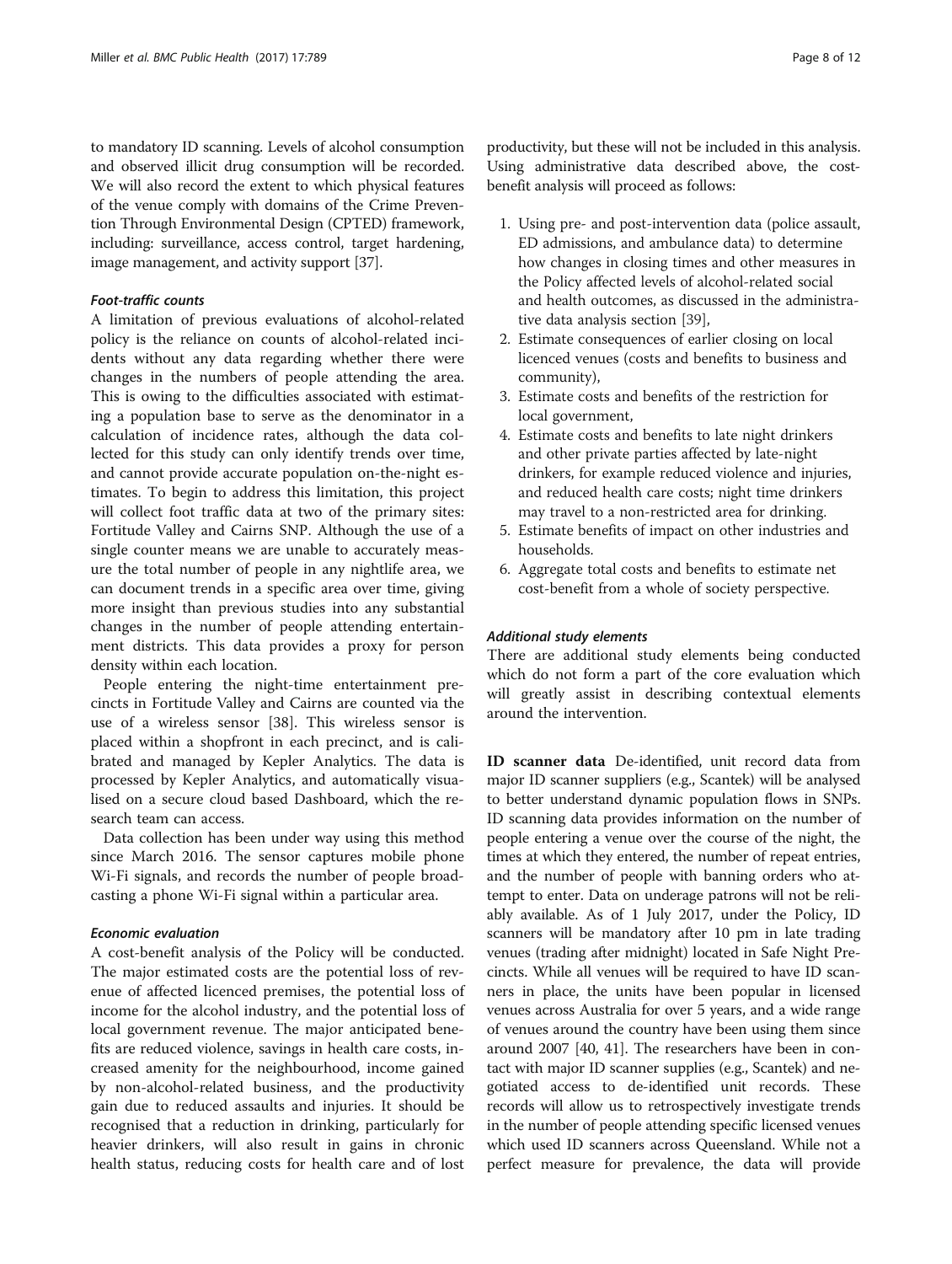to mandatory ID scanning. Levels of alcohol consumption and observed illicit drug consumption will be recorded. We will also record the extent to which physical features of the venue comply with domains of the Crime Prevention Through Environmental Design (CPTED) framework, including: surveillance, access control, target hardening, image management, and activity support [37].

#### *Foot-traffic counts*

A limitation of previous evaluations of alcohol-related policy is the reliance on counts of alcohol-related incidents without any data regarding whether there were changes in the numbers of people attending the area. This is owing to the difficulties associated with estimating a population base to serve as the denominator in a calculation of incidence rates, although the data collected for this study can only identify trends over time, and cannot provide accurate population on-the-night estimates. To begin to address this limitation, this project will collect foot traffic data at two of the primary sites: Fortitude Valley and Cairns SNP. Although the use of a single counter means we are unable to accurately measure the total number of people in any nightlife area, we can document trends in a specific area over time, giving more insight than previous studies into any substantial changes in the number of people attending entertainment districts. This data provides a proxy for person density within each location.

People entering the night-time entertainment precincts in Fortitude Valley and Cairns are counted via the use of a wireless sensor [38]. This wireless sensor is placed within a shopfront in each precinct, and is calibrated and managed by Kepler Analytics. The data is processed by Kepler Analytics, and automatically visualised on a secure cloud based Dashboard, which the research team can access.

Data collection has been under way using this method since March 2016. The sensor captures mobile phone Wi-Fi signals, and records the number of people broadcasting a phone Wi-Fi signal within a particular area.

#### *Economic evaluation*

A cost-benefit analysis of the Policy will be conducted. The major estimated costs are the potential loss of revenue of affected licenced premises, the potential loss of income for the alcohol industry, and the potential loss of local government revenue. The major anticipated benefits are reduced violence, savings in health care costs, increased amenity for the neighbourhood, income gained by non-alcohol-related business, and the productivity gain due to reduced assaults and injuries. It should be recognised that a reduction in drinking, particularly for heavier drinkers, will also result in gains in chronic health status, reducing costs for health care and of lost productivity, but these will not be included in this analysis. Using administrative data described above, the cost-benefit analysis will proceed as follows:

1. Using pre- and post-intervention data (police assault, ED admissions, and ambulance data) to determine how changes in closing times and other measures in the Policy affected levels of alcohol-related social and health outcomes, as discussed in the administrative data analysis section [39],
2. Estimate consequences of earlier closing on local licenced venues (costs and benefits to business and community),
3. Estimate costs and benefits of the restriction for local government,
4. Estimate costs and benefits to late night drinkers and other private parties affected by late-night drinkers, for example reduced violence and injuries, and reduced health care costs; night time drinkers may travel to a non-restricted area for drinking.
5. Estimate benefits of impact on other industries and households.
6. Aggregate total costs and benefits to estimate net cost-benefit from a whole of society perspective.

#### *Additional study elements*

There are additional study elements being conducted which do not form a part of the core evaluation which will greatly assist in describing contextual elements around the intervention.

**ID scanner data** De-identified, unit record data from major ID scanner suppliers (e.g., Scantek) will be analysed to better understand dynamic population flows in SNPs. ID scanning data provides information on the number of people entering a venue over the course of the night, the times at which they entered, the number of repeat entries, and the number of people with banning orders who attempt to enter. Data on underage patrons will not be reliably available. As of 1 July 2017, under the Policy, ID scanners will be mandatory after 10 pm in late trading venues (trading after midnight) located in Safe Night Precincts. While all venues will be required to have ID scanners in place, the units have been popular in licensed venues across Australia for over 5 years, and a wide range of venues around the country have been using them since around 2007 [40, 41]. The researchers have been in contact with major ID scanner supplies (e.g., Scantek) and negotiated access to de-identified unit records. These records will allow us to retrospectively investigate trends in the number of people attending specific licensed venues which used ID scanners across Queensland. While not a perfect measure for prevalence, the data will provide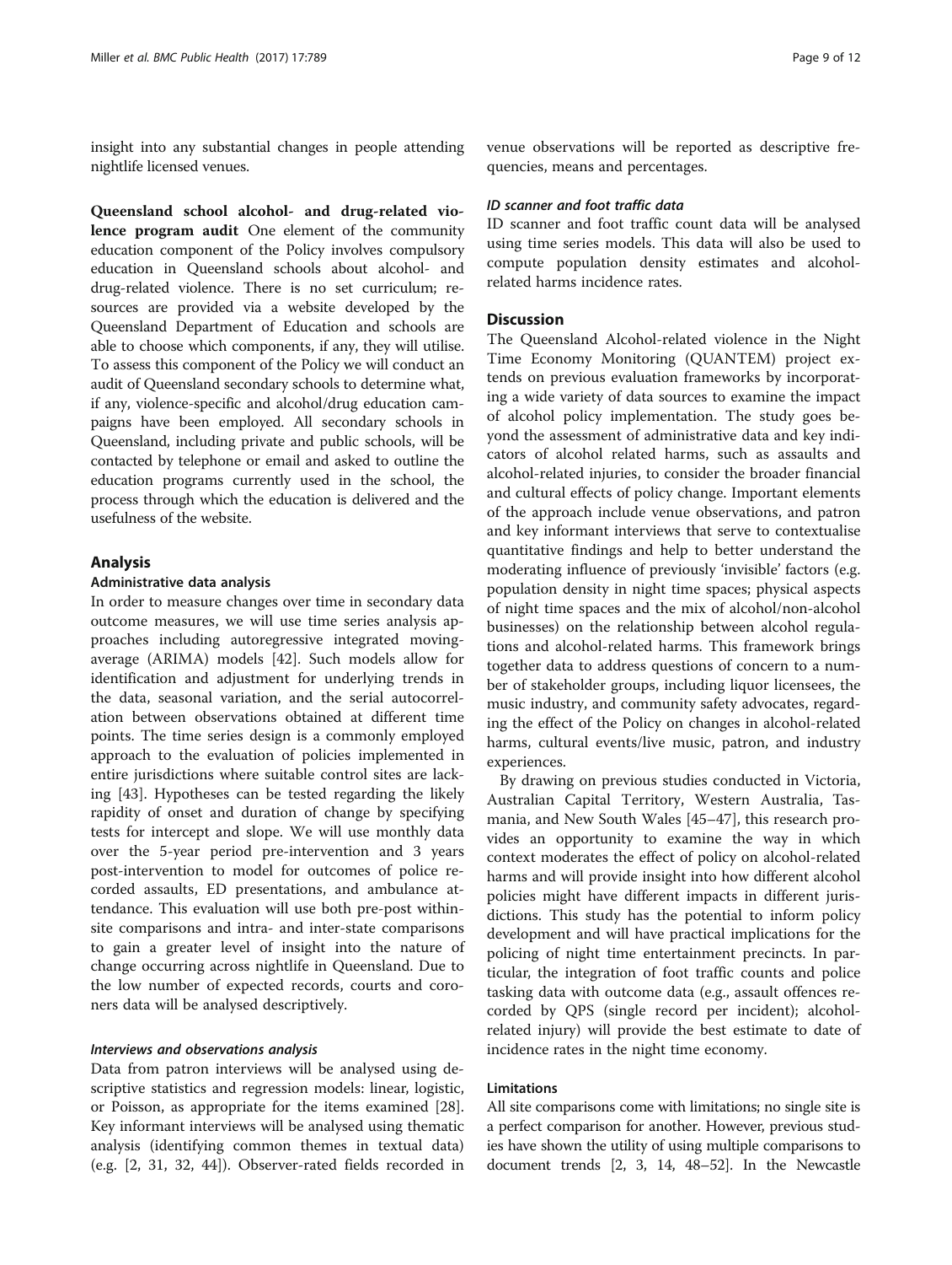insight into any substantial changes in people attending nightlife licensed venues.

**Queensland school alcohol- and drug-related violence program audit** One element of the community education component of the Policy involves compulsory education in Queensland schools about alcohol- and drug-related violence. There is no set curriculum; resources are provided via a website developed by the Queensland Department of Education and schools are able to choose which components, if any, they will utilise. To assess this component of the Policy we will conduct an audit of Queensland secondary schools to determine what, if any, violence-specific and alcohol/drug education campaigns have been employed. All secondary schools in Queensland, including private and public schools, will be contacted by telephone or email and asked to outline the education programs currently used in the school, the process through which the education is delivered and the usefulness of the website.

## Analysis

### Administrative data analysis

In order to measure changes over time in secondary data outcome measures, we will use time series analysis approaches including autoregressive integrated moving-average (ARIMA) models [42]. Such models allow for identification and adjustment for underlying trends in the data, seasonal variation, and the serial autocorrelation between observations obtained at different time points. The time series design is a commonly employed approach to the evaluation of policies implemented in entire jurisdictions where suitable control sites are lacking [43]. Hypotheses can be tested regarding the likely rapidity of onset and duration of change by specifying tests for intercept and slope. We will use monthly data over the 5-year period pre-intervention and 3 years post-intervention to model for outcomes of police recorded assaults, ED presentations, and ambulance attendance. This evaluation will use both pre-post within-site comparisons and intra- and inter-state comparisons to gain a greater level of insight into the nature of change occurring across nightlife in Queensland. Due to the low number of expected records, courts and coroners data will be analysed descriptively.

#### *Interviews and observations analysis*

Data from patron interviews will be analysed using descriptive statistics and regression models: linear, logistic, or Poisson, as appropriate for the items examined [28]. Key informant interviews will be analysed using thematic analysis (identifying common themes in textual data) (e.g. [2, 31, 32, 44]). Observer-rated fields recorded in venue observations will be reported as descriptive frequencies, means and percentages.

#### *ID scanner and foot traffic data*

ID scanner and foot traffic count data will be analysed using time series models. This data will also be used to compute population density estimates and alcohol-related harms incidence rates.

## Discussion

The Queensland Alcohol-related violence in the Night Time Economy Monitoring (QUANTEM) project extends on previous evaluation frameworks by incorporating a wide variety of data sources to examine the impact of alcohol policy implementation. The study goes beyond the assessment of administrative data and key indicators of alcohol related harms, such as assaults and alcohol-related injuries, to consider the broader financial and cultural effects of policy change. Important elements of the approach include venue observations, and patron and key informant interviews that serve to contextualise quantitative findings and help to better understand the moderating influence of previously 'invisible' factors (e.g. population density in night time spaces; physical aspects of night time spaces and the mix of alcohol/non-alcohol businesses) on the relationship between alcohol regulations and alcohol-related harms. This framework brings together data to address questions of concern to a number of stakeholder groups, including liquor licensees, the music industry, and community safety advocates, regarding the effect of the Policy on changes in alcohol-related harms, cultural events/live music, patron, and industry experiences.

By drawing on previous studies conducted in Victoria, Australian Capital Territory, Western Australia, Tasmania, and New South Wales [45–47], this research provides an opportunity to examine the way in which context moderates the effect of policy on alcohol-related harms and will provide insight into how different alcohol policies might have different impacts in different jurisdictions. This study has the potential to inform policy development and will have practical implications for the policing of night time entertainment precincts. In particular, the integration of foot traffic counts and police tasking data with outcome data (e.g., assault offences recorded by QPS (single record per incident); alcohol-related injury) will provide the best estimate to date of incidence rates in the night time economy.

### Limitations

All site comparisons come with limitations; no single site is a perfect comparison for another. However, previous studies have shown the utility of using multiple comparisons to document trends [2, 3, 14, 48–52]. In the Newcastle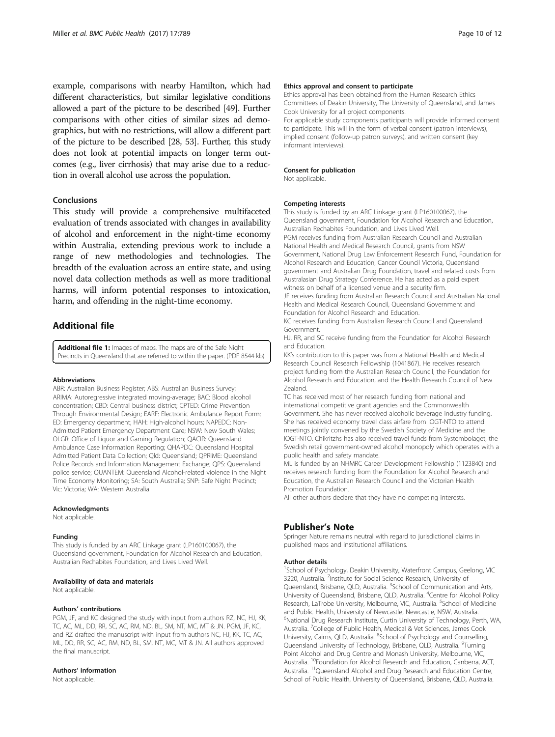example, comparisons with nearby Hamilton, which had different characteristics, but similar legislative conditions allowed a part of the picture to be described [49]. Further comparisons with other cities of similar sizes ad demographics, but with no restrictions, will allow a different part of the picture to be described [28, 53]. Further, this study does not look at potential impacts on longer term outcomes (e.g., liver cirrhosis) that may arise due to a reduction in overall alcohol use across the population.

## Conclusions

This study will provide a comprehensive multifaceted evaluation of trends associated with changes in availability of alcohol and enforcement in the night-time economy within Australia, extending previous work to include a range of new methodologies and technologies. The breadth of the evaluation across an entire state, and using novel data collection methods as well as more traditional harms, will inform potential responses to intoxication, harm, and offending in the night-time economy.

## Additional file

**Additional file 1:** Images of maps. The maps are of the Safe Night Precincts in Queensland that are referred to within the paper. (PDF 8544 kb)

#### Abbreviations

ABR: Australian Business Register; ABS: Australian Business Survey; ARIMA: Autoregressive integrated moving-average; BAC: Blood alcohol concentration; CBD: Central business district; CPTED: Crime Prevention Through Environmental Design; EARF: Electronic Ambulance Report Form; ED: Emergency department; HAH: High-alcohol hours; NAPEDC: Non-Admitted Patient Emergency Department Care; NSW: New South Wales; OLGR: Office of Liquor and Gaming Regulation; QACIR: Queensland Ambulance Case Information Reporting; QHAPDC: Queensland Hospital Admitted Patient Data Collection; Qld: Queensland; QPRIME: Queensland Police Records and Information Management Exchange; QPS: Queensland police service; QUANTEM: Queensland Alcohol-related violence in the Night Time Economy Monitoring; SA: South Australia; SNP: Safe Night Precinct; Vic: Victoria; WA: Western Australia

#### Acknowledgments

Not applicable.

#### Funding

This study is funded by an ARC Linkage grant (LP160100067), the Queensland government, Foundation for Alcohol Research and Education, Australian Rechabites Foundation, and Lives Lived Well.

#### Availability of data and materials

Not applicable.

#### Authors' contributions

PGM, JF, and KC designed the study with input from authors RZ, NC, HJ, KK, TC, AC, ML, DD, RR, SC, AC, RM, ND, BL, SM, NT, MC, MT & JN. PGM, JF, KC, and RZ drafted the manuscript with input from authors NC, HJ, KK, TC, AC, ML, DD, RR, SC, AC, RM, ND, BL, SM, NT, MC, MT & JN. All authors approved the final manuscript.

#### Authors' information

Not applicable.

#### Ethics approval and consent to participate

Ethics approval has been obtained from the Human Research Ethics Committees of Deakin University, The University of Queensland, and James Cook University for all project components.

For applicable study components participants will provide informed consent to participate. This will in the form of verbal consent (patron interviews), implied consent (follow-up patron surveys), and written consent (key informant interviews).

#### Consent for publication

Not applicable.

#### Competing interests

This study is funded by an ARC Linkage grant (LP160100067), the Queensland government, Foundation for Alcohol Research and Education, Australian Rechabites Foundation, and Lives Lived Well.

PGM receives funding from Australian Research Council and Australian National Health and Medical Research Council, grants from NSW Government, National Drug Law Enforcement Research Fund, Foundation for Alcohol Research and Education, Cancer Council Victoria, Queensland government and Australian Drug Foundation, travel and related costs from Australasian Drug Strategy Conference. He has acted as a paid expert witness on behalf of a licensed venue and a security firm.

JF receives funding from Australian Research Council and Australian National Health and Medical Research Council, Queensland Government and Foundation for Alcohol Research and Education.

KC receives funding from Australian Research Council and Queensland Government.

HJ, RR, and SC receive funding from the Foundation for Alcohol Research and Education.

KK's contribution to this paper was from a National Health and Medical Research Council Research Fellowship (1041867). He receives research project funding from the Australian Research Council, the Foundation for Alcohol Research and Education, and the Health Research Council of New Zealand.

TC has received most of her research funding from national and international competitive grant agencies and the Commonwealth Government. She has never received alcoholic beverage industry funding. She has received economy travel class airfare from IOGT-NTO to attend meetings jointly convened by the Swedish Society of Medicine and the IOGT-NTO. Chikritzhs has also received travel funds from Systembolaget, the Swedish retail government-owned alcohol monopoly which operates with a public health and safety mandate.

ML is funded by an NHMRC Career Development Fellowship (1123840) and receives research funding from the Foundation for Alcohol Research and Education, the Australian Research Council and the Victorian Health Promotion Foundation.

All other authors declare that they have no competing interests.

## Publisher's Note

Springer Nature remains neutral with regard to jurisdictional claims in published maps and institutional affiliations.

#### Author details

[1]School of Psychology, Deakin University, Waterfront Campus, Geelong, VIC 3220, Australia. [2]Institute for Social Science Research, University of Queensland, Brisbane, QLD, Australia. [3]School of Communication and Arts, University of Queensland, Brisbane, QLD, Australia. [4]Centre for Alcohol Policy Research, LaTrobe University, Melbourne, VIC, Australia. [5]School of Medicine and Public Health, University of Newcastle, Newcastle, NSW, Australia. [6]National Drug Research Institute, Curtin University of Technology, Perth, WA, Australia. [7]College of Public Health, Medical & Vet Sciences, James Cook University, Cairns, QLD, Australia. [8]School of Psychology and Counselling, Queensland University of Technology, Brisbane, QLD, Australia. [9]Turning Point Alcohol and Drug Centre and Monash University, Melbourne, VIC, Australia. [10]Foundation for Alcohol Research and Education, Canberra, ACT, Australia. [11]Queensland Alcohol and Drug Research and Education Centre, School of Public Health, University of Queensland, Brisbane, QLD, Australia.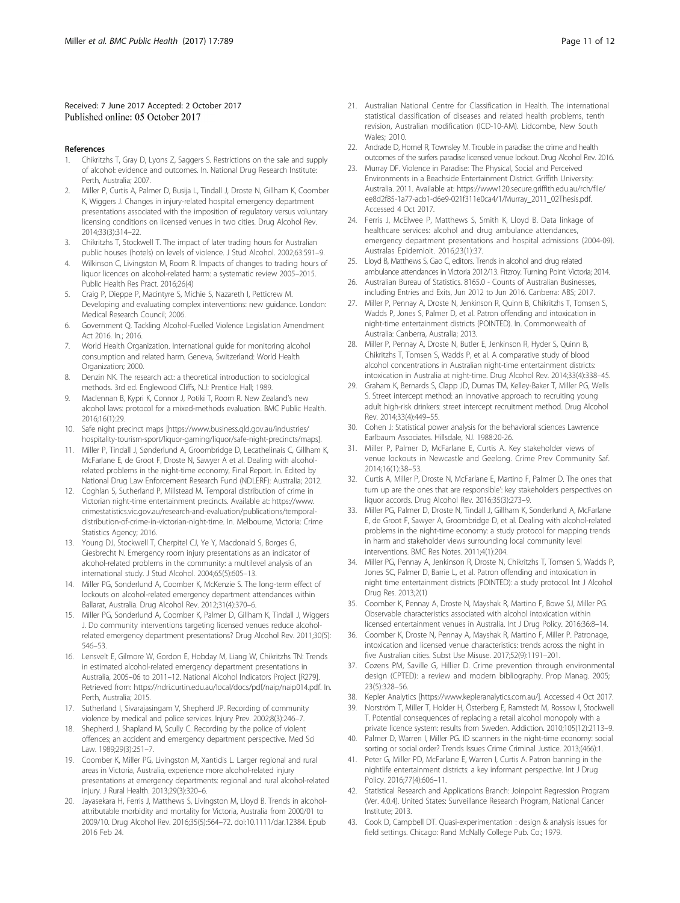Received: 7 June 2017 Accepted: 2 October 2017
Published online: 05 October 2017

## References

1. Chikritzhs T, Gray D, Lyons Z, Saggers S. Restrictions on the sale and supply of alcohol: evidence and outcomes. In. National Drug Research Institute: Perth, Australia; 2007.
2. Miller P, Curtis A, Palmer D, Busija L, Tindall J, Droste N, Gillham K, Coomber K, Wiggers J. Changes in injury-related hospital emergency department presentations associated with the imposition of regulatory versus voluntary licensing conditions on licensed venues in two cities. Drug Alcohol Rev. 2014;33(3):314–22.
3. Chikritzhs T, Stockwell T. The impact of later trading hours for Australian public houses (hotels) on levels of violence. J Stud Alcohol. 2002;63:591–9.
4. Wilkinson C, Livingston M, Room R. Impacts of changes to trading hours of liquor licences on alcohol-related harm: a systematic review 2005–2015. Public Health Res Pract. 2016;26(4)
5. Craig P, Dieppe P, Macintyre S, Michie S, Nazareth I, Petticrew M. Developing and evaluating complex interventions: new guidance. London: Medical Research Council; 2006.
6. Government Q. Tackling Alcohol-Fuelled Violence Legislation Amendment Act 2016. In.; 2016.
7. World Health Organization. International guide for monitoring alcohol consumption and related harm. Geneva, Switzerland: World Health Organization; 2000.
8. Denzin NK. The research act: a theoretical introduction to sociological methods. 3rd ed. Englewood Cliffs, N.J: Prentice Hall; 1989.
9. Maclennan B, Kypri K, Connor J, Potiki T, Room R. New Zealand's new alcohol laws: protocol for a mixed-methods evaluation. BMC Public Health. 2016;16(1):29.
10. Safe night precinct maps [https://www.business.qld.gov.au/industries/hospitality-tourism-sport/liquor-gaming/liquor/safe-night-precincts/maps].
11. Miller P, Tindall J, Sønderlund A, Groombridge D, Lecathelinais C, Gillham K, McFarlane E, de Groot F, Droste N, Sawyer A et al. Dealing with alcohol-related problems in the night-time economy, Final Report. In. Edited by National Drug Law Enforcement Research Fund (NDLERF): Australia; 2012.
12. Coghlan S, Sutherland P, Millstead M. Temporal distribution of crime in Victorian night-time entertainment precincts. Available at: https://www.crimestatistics.vic.gov.au/research-and-evaluation/publications/temporal-distribution-of-crime-in-victorian-night-time. In. Melbourne, Victoria: Crime Statistics Agency; 2016.
13. Young DJ, Stockwell T, Cherpitel CJ, Ye Y, Macdonald S, Borges G, Giesbrecht N. Emergency room injury presentations as an indicator of alcohol-related problems in the community: a multilevel analysis of an international study. J Stud Alcohol. 2004;65(5):605–13.
14. Miller PG, Sonderlund A, Coomber K, McKenzie S. The long-term effect of lockouts on alcohol-related emergency department attendances within Ballarat, Australia. Drug Alcohol Rev. 2012;31(4):370–6.
15. Miller PG, Sonderlund A, Coomber K, Palmer D, Gillham K, Tindall J, Wiggers J. Do community interventions targeting licensed venues reduce alcohol-related emergency department presentations? Drug Alcohol Rev. 2011;30(5):546–53.
16. Lensvelt E, Gilmore W, Gordon E, Hobday M, Liang W, Chikritzhs TN: Trends in estimated alcohol-related emergency department presentations in Australia, 2005–06 to 2011–12. National Alcohol Indicators Project [R279]. Retrieved from: https://ndri.curtin.edu.au/local/docs/pdf/naip/naip014.pdf. In. Perth, Australia; 2015.
17. Sutherland I, Sivarajasingam V, Shepherd JP. Recording of community violence by medical and police services. Injury Prev. 2002;8(3):246–7.
18. Shepherd J, Shapland M, Scully C. Recording by the police of violent offences; an accident and emergency department perspective. Med Sci Law. 1989;29(3):251–7.
19. Coomber K, Miller PG, Livingston M, Xantidis L. Larger regional and rural areas in Victoria, Australia, experience more alcohol-related injury presentations at emergency departments: regional and rural alcohol-related injury. J Rural Health. 2013;29(3):320–6.
20. Jayasekara H, Ferris J, Matthews S, Livingston M, Lloyd B. Trends in alcohol-attributable morbidity and mortality for Victoria, Australia from 2000/01 to 2009/10. Drug Alcohol Rev. 2016;35(5):564–72. doi:10.1111/dar.12384. Epub 2016 Feb 24.
21. Australian National Centre for Classification in Health. The international statistical classification of diseases and related health problems, tenth revision, Australian modification (ICD-10-AM). Lidcombe, New South Wales; 2010.
22. Andrade D, Homel R, Townsley M. Trouble in paradise: the crime and health outcomes of the surfers paradise licensed venue lockout. Drug Alcohol Rev. 2016.
23. Murray DF. Violence in Paradise: The Physical, Social and Perceived Environments in a Beachside Entertainment District. Griffith University: Australia. 2011. Available at: https://www120.secure.griffith.edu.au/rch/file/ee8d2f85-1a77-acb1-d6e9-021f311e0ca4/1/Murray_2011_02Thesis.pdf. Accessed 4 Oct 2017.
24. Ferris J, McElwee P, Matthews S, Smith K, Lloyd B. Data linkage of healthcare services: alcohol and drug ambulance attendances, emergency department presentations and hospital admissions (2004-09). Australas Epidemiolt. 2016;23(1):37.
25. Lloyd B, Matthews S, Gao C, editors. Trends in alcohol and drug related ambulance attendances in Victoria 2012/13. Fitzroy. Turning Point: Victoria; 2014.
26. Australian Bureau of Statistics. 8165.0 - Counts of Australian Businesses, including Entries and Exits, Jun 2012 to Jun 2016. Canberra: ABS; 2017.
27. Miller P, Pennay A, Droste N, Jenkinson R, Quinn B, Chikritzhs T, Tomsen S, Wadds P, Jones S, Palmer D, et al. Patron offending and intoxication in night-time entertainment districts (POINTED). In. Commonwealth of Australia: Canberra, Australia; 2013.
28. Miller P, Pennay A, Droste N, Butler E, Jenkinson R, Hyder S, Quinn B, Chikritzhs T, Tomsen S, Wadds P, et al. A comparative study of blood alcohol concentrations in Australian night-time entertainment districts: intoxication in Australia at night-time. Drug Alcohol Rev. 2014;33(4):338–45.
29. Graham K, Bernards S, Clapp JD, Dumas TM, Kelley-Baker T, Miller PG, Wells S. Street intercept method: an innovative approach to recruiting young adult high-risk drinkers: street intercept recruitment method. Drug Alcohol Rev. 2014;33(4):449–55.
30. Cohen J: Statistical power analysis for the behavioral sciences Lawrence Earlbaum Associates. Hillsdale, NJ. 1988:20-26.
31. Miller P, Palmer D, McFarlane E, Curtis A. Key stakeholder views of venue lockouts in Newcastle and Geelong. Crime Prev Community Saf. 2014;16(1):38–53.
32. Curtis A, Miller P, Droste N, McFarlane E, Martino F, Palmer D. The ones that turn up are the ones that are responsible': key stakeholders perspectives on liquor accords. Drug Alcohol Rev. 2016;35(3):273–9.
33. Miller PG, Palmer D, Droste N, Tindall J, Gillham K, Sonderlund A, McFarlane E, de Groot F, Sawyer A, Groombridge D, et al. Dealing with alcohol-related problems in the night-time economy: a study protocol for mapping trends in harm and stakeholder views surrounding local community level interventions. BMC Res Notes. 2011;4(1):204.
34. Miller PG, Pennay A, Jenkinson R, Droste N, Chikritzhs T, Tomsen S, Wadds P, Jones SC, Palmer D, Barrie L, et al. Patron offending and intoxication in night time entertainment districts (POINTED): a study protocol. Int J Alcohol Drug Res. 2013;2(1)
35. Coomber K, Pennay A, Droste N, Mayshak R, Martino F, Bowe SJ, Miller PG. Observable characteristics associated with alcohol intoxication within licensed entertainment venues in Australia. Int J Drug Policy. 2016;36:8–14.
36. Coomber K, Droste N, Pennay A, Mayshak R, Martino F, Miller P. Patronage, intoxication and licensed venue characteristics: trends across the night in five Australian cities. Subst Use Misuse. 2017;52(9):1191–201.
37. Cozens PM, Saville G, Hillier D. Crime prevention through environmental design (CPTED): a review and modern bibliography. Prop Manag. 2005;23(5):328–56.
38. Kepler Analytics [https://www.kepleranalytics.com.au/]. Accessed 4 Oct 2017.
39. Norström T, Miller T, Holder H, Österberg E, Ramstedt M, Rossow I, Stockwell T. Potential consequences of replacing a retail alcohol monopoly with a private licence system: results from Sweden. Addiction. 2010;105(12):2113–9.
40. Palmer D, Warren I, Miller PG. ID scanners in the night-time economy: social sorting or social order? Trends Issues Crime Criminal Justice. 2013;(466):1.
41. Peter G, Miller PD, McFarlane E, Warren I, Curtis A. Patron banning in the nightlife entertainment districts: a key informant perspective. Int J Drug Policy. 2016;77(4):606–11.
42. Statistical Research and Applications Branch: Joinpoint Regression Program (Ver. 4.0.4). United States: Surveillance Research Program, National Cancer Institute; 2013.
43. Cook D, Campbell DT. Quasi-experimentation : design & analysis issues for field settings. Chicago: Rand McNally College Pub. Co.; 1979.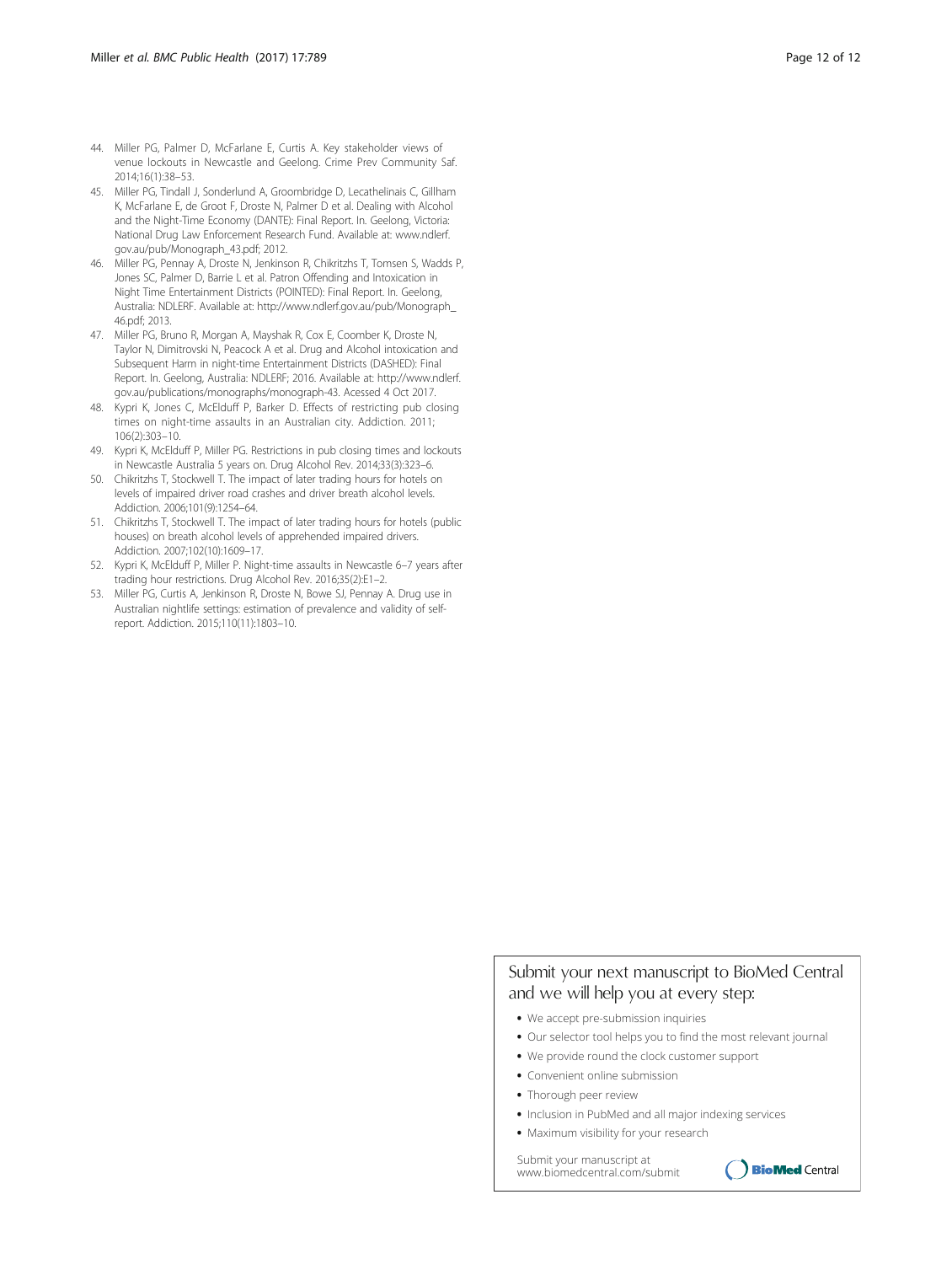44. Miller PG, Palmer D, McFarlane E, Curtis A. Key stakeholder views of venue lockouts in Newcastle and Geelong. Crime Prev Community Saf. 2014;16(1):38–53.
45. Miller PG, Tindall J, Sonderlund A, Groombridge D, Lecathelinais C, Gillham K, McFarlane E, de Groot F, Droste N, Palmer D et al. Dealing with Alcohol and the Night-Time Economy (DANTE): Final Report. In. Geelong, Victoria: National Drug Law Enforcement Research Fund. Available at: www.ndlerf.gov.au/pub/Monograph_43.pdf; 2012.
46. Miller PG, Pennay A, Droste N, Jenkinson R, Chikritzhs T, Tomsen S, Wadds P, Jones SC, Palmer D, Barrie L et al. Patron Offending and Intoxication in Night Time Entertainment Districts (POINTED): Final Report. In. Geelong, Australia: NDLERF. Available at: http://www.ndlerf.gov.au/pub/Monograph_46.pdf; 2013.
47. Miller PG, Bruno R, Morgan A, Mayshak R, Cox E, Coomber K, Droste N, Taylor N, Dimitrovski N, Peacock A et al. Drug and Alcohol intoxication and Subsequent Harm in night-time Entertainment Districts (DASHED): Final Report. In. Geelong, Australia: NDLERF; 2016. Available at: http://www.ndlerf.gov.au/publications/monographs/monograph-43. Acessed 4 Oct 2017.
48. Kypri K, Jones C, McElduff P, Barker D. Effects of restricting pub closing times on night-time assaults in an Australian city. Addiction. 2011; 106(2):303–10.
49. Kypri K, McElduff P, Miller PG. Restrictions in pub closing times and lockouts in Newcastle Australia 5 years on. Drug Alcohol Rev. 2014;33(3):323–6.
50. Chikritzhs T, Stockwell T. The impact of later trading hours for hotels on levels of impaired driver road crashes and driver breath alcohol levels. Addiction. 2006;101(9):1254–64.
51. Chikritzhs T, Stockwell T. The impact of later trading hours for hotels (public houses) on breath alcohol levels of apprehended impaired drivers. Addiction. 2007;102(10):1609–17.
52. Kypri K, McElduff P, Miller P. Night-time assaults in Newcastle 6–7 years after trading hour restrictions. Drug Alcohol Rev. 2016;35(2):E1–2.
53. Miller PG, Curtis A, Jenkinson R, Droste N, Bowe SJ, Pennay A. Drug use in Australian nightlife settings: estimation of prevalence and validity of self-report. Addiction. 2015;110(11):1803–10.

Submit your next manuscript to BioMed Central and we will help you at every step:

- We accept pre-submission inquiries
- Our selector tool helps you to find the most relevant journal
- We provide round the clock customer support
- Convenient online submission
- Thorough peer review
- Inclusion in PubMed and all major indexing services
- Maximum visibility for your research

Submit your manuscript at
www.biomedcentral.com/submit

BioMed Central